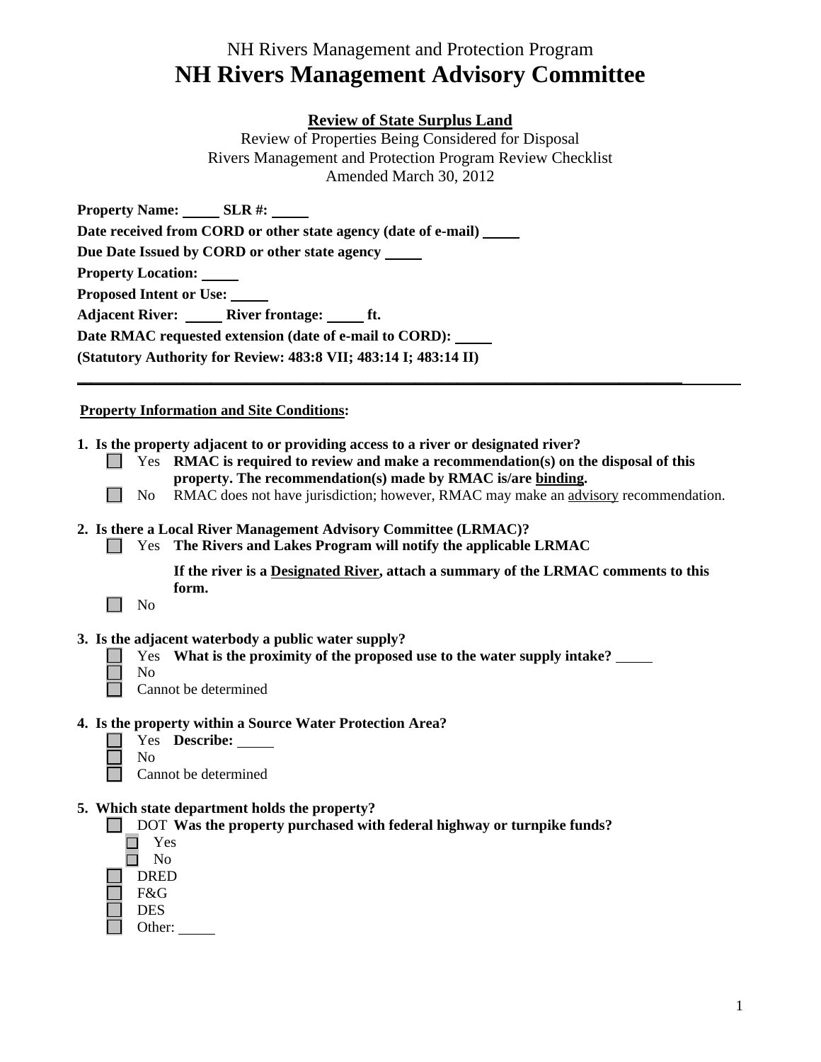NH Rivers Management and Protection Program

# NH Rivers Management Advisory Committee

## Review of State Surplus Land

Review of Properties Being Considered for Disposal
Rivers Management and Protection Program Review Checklist
Amended March 30, 2012

**Property Name:** _____ **SLR #:** _____

**Date received from CORD or other state agency (date of e-mail)** _____

**Due Date Issued by CORD or other state agency** _____

**Property Location:** _____

**Proposed Intent or Use:** _____

**Adjacent River:** _____ **River frontage:** _____ **ft.**

**Date RMAC requested extension (date of e-mail to CORD):** _____

**(Statutory Authority for Review: 483:8 VII; 483:14 I; 483:14 II)**

---

**Property Information and Site Conditions:**

**1. Is the property adjacent to or providing access to a river or designated river?**

- ☐ Yes **RMAC is required to review and make a recommendation(s) on the disposal of this property. The recommendation(s) made by RMAC is/are binding.**
- ☐ No RMAC does not have jurisdiction; however, RMAC may make an advisory recommendation.

**2. Is there a Local River Management Advisory Committee (LRMAC)?**

- ☐ Yes **The Rivers and Lakes Program will notify the applicable LRMAC**

  **If the river is a Designated River, attach a summary of the LRMAC comments to this form.**
- ☐ No

**3. Is the adjacent waterbody a public water supply?**

- ☐ Yes **What is the proximity of the proposed use to the water supply intake?** _____
- ☐ No
- ☐ Cannot be determined

**4. Is the property within a Source Water Protection Area?**

- ☐ Yes **Describe:** _____
- ☐ No
- ☐ Cannot be determined

**5. Which state department holds the property?**

- ☐ DOT **Was the property purchased with federal highway or turnpike funds?**
  - ☐ Yes
  - ☐ No
- ☐ DRED
- ☐ F&G
- ☐ DES
- ☐ Other: _____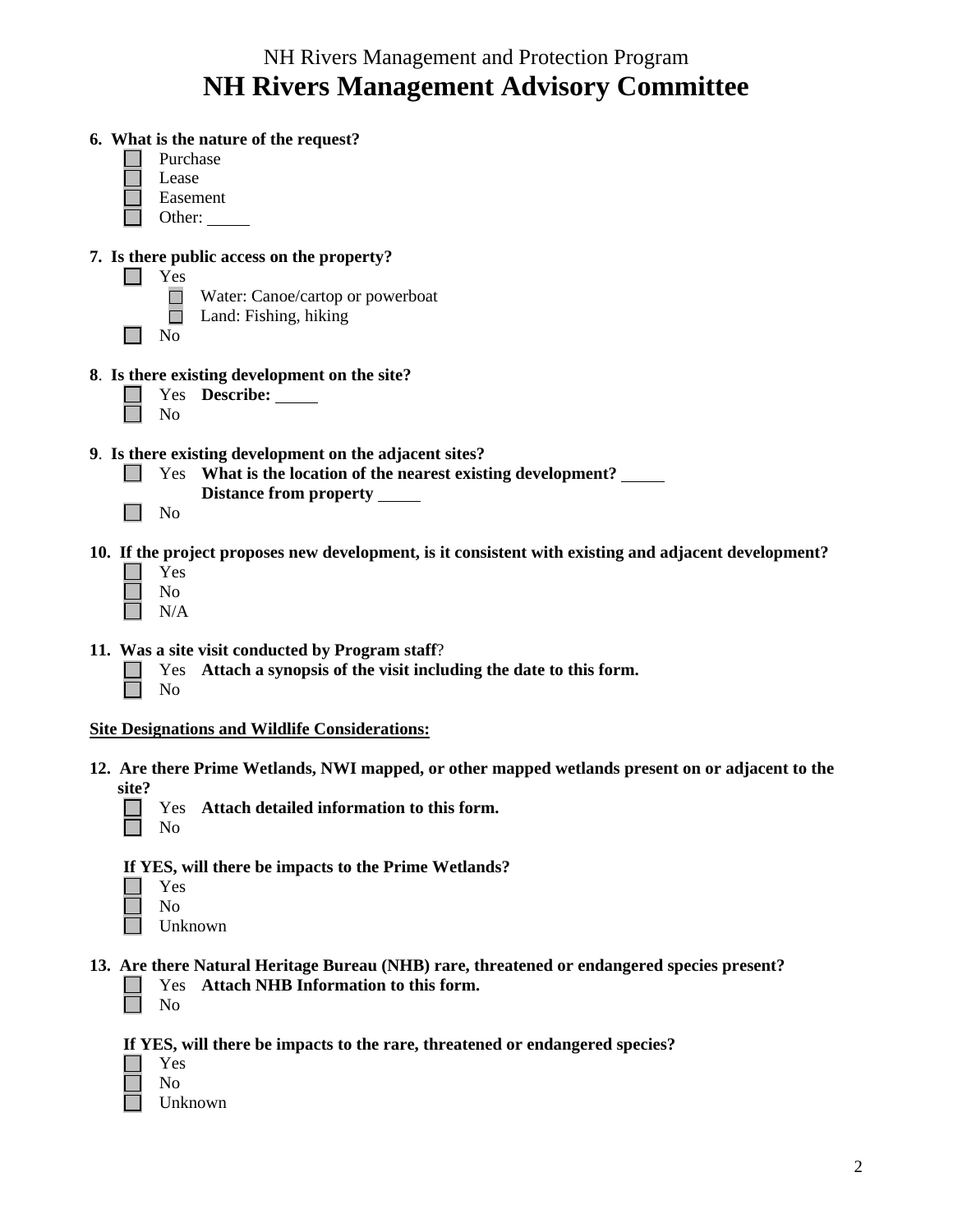NH Rivers Management and Protection Program

# NH Rivers Management Advisory Committee

**6. What is the nature of the request?**

- ☐ Purchase
- ☐ Lease
- ☐ Easement
- ☐ Other: _____

**7. Is there public access on the property?**

- ☐ Yes
  - ☐ Water: Canoe/cartop or powerboat
  - ☐ Land: Fishing, hiking
- ☐ No

**8. Is there existing development on the site?**

- ☐ Yes **Describe:** _____
- ☐ No

**9. Is there existing development on the adjacent sites?**

- ☐ Yes **What is the location of the nearest existing development?** _____
  **Distance from property** _____
- ☐ No

**10. If the project proposes new development, is it consistent with existing and adjacent development?**

- ☐ Yes
- ☐ No
- ☐ N/A

**11. Was a site visit conducted by Program staff?**

- ☐ Yes **Attach a synopsis of the visit including the date to this form.**
- ☐ No

**Site Designations and Wildlife Considerations:**

**12. Are there Prime Wetlands, NWI mapped, or other mapped wetlands present on or adjacent to the site?**

- ☐ Yes **Attach detailed information to this form.**
- ☐ No

**If YES, will there be impacts to the Prime Wetlands?**

- ☐ Yes
- ☐ No
- ☐ Unknown

**13. Are there Natural Heritage Bureau (NHB) rare, threatened or endangered species present?**

- ☐ Yes **Attach NHB Information to this form.**
- ☐ No

**If YES, will there be impacts to the rare, threatened or endangered species?**

- ☐ Yes
- ☐ No
- ☐ Unknown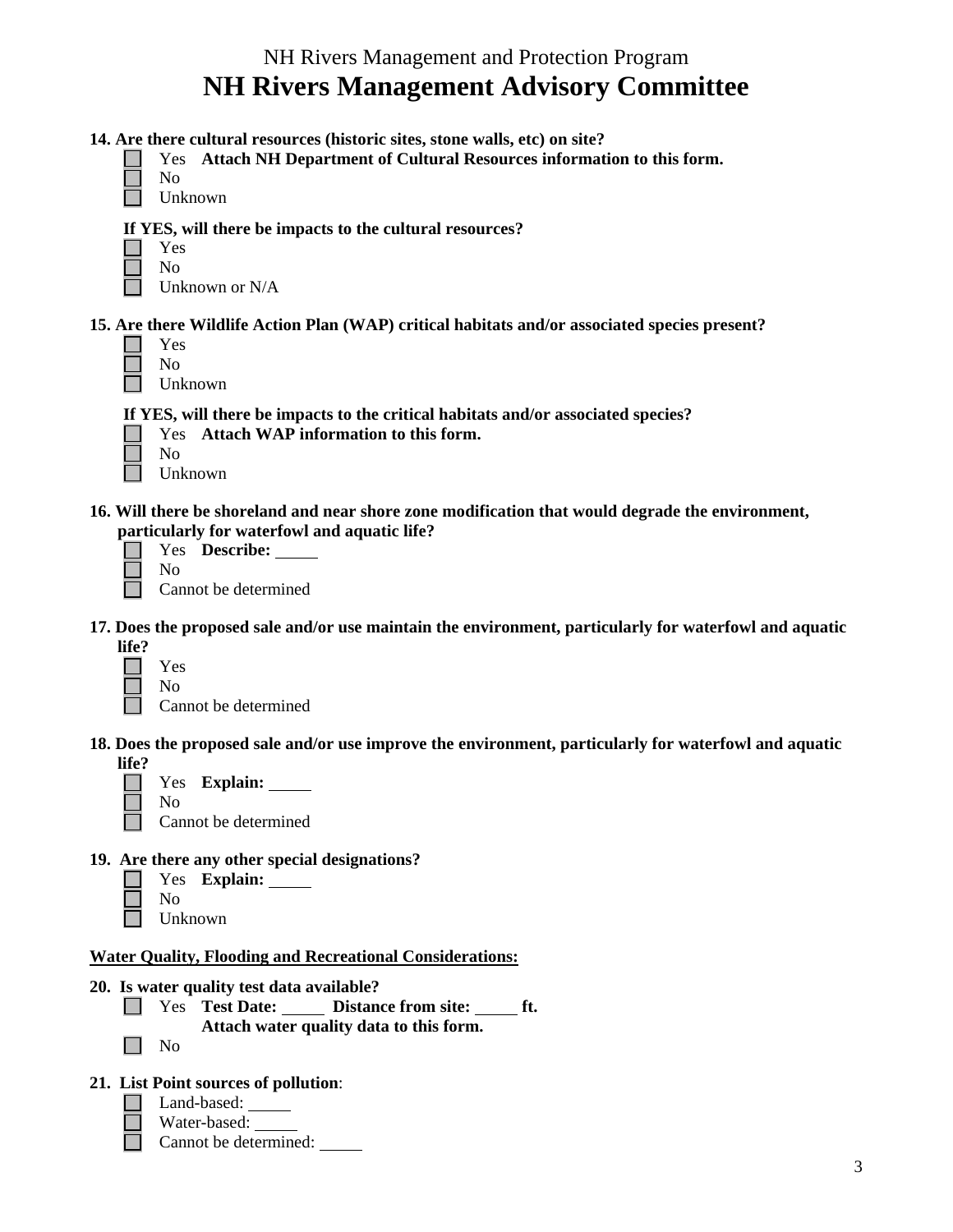# NH Rivers Management and Protection Program

## NH Rivers Management Advisory Committee

**14. Are there cultural resources (historic sites, stone walls, etc) on site?**

- ☐ Yes **Attach NH Department of Cultural Resources information to this form.**
- ☐ No
- ☐ Unknown

**If YES, will there be impacts to the cultural resources?**

- ☐ Yes
- ☐ No
- ☐ Unknown or N/A

**15. Are there Wildlife Action Plan (WAP) critical habitats and/or associated species present?**

- ☐ Yes
- ☐ No
- ☐ Unknown

**If YES, will there be impacts to the critical habitats and/or associated species?**

- ☐ Yes **Attach WAP information to this form.**
- ☐ No
- ☐ Unknown

**16. Will there be shoreland and near shore zone modification that would degrade the environment, particularly for waterfowl and aquatic life?**

- ☐ Yes **Describe:** _____
- ☐ No
- ☐ Cannot be determined

**17. Does the proposed sale and/or use maintain the environment, particularly for waterfowl and aquatic life?**

- ☐ Yes
- ☐ No
- ☐ Cannot be determined

**18. Does the proposed sale and/or use improve the environment, particularly for waterfowl and aquatic life?**

- ☐ Yes **Explain:** _____
- ☐ No
- ☐ Cannot be determined

**19. Are there any other special designations?**

- ☐ Yes **Explain:** _____
- ☐ No
- ☐ Unknown

**Water Quality, Flooding and Recreational Considerations:**

**20. Is water quality test data available?**

- ☐ Yes **Test Date:** _____ **Distance from site:** _____ **ft.**
  **Attach water quality data to this form.**
- ☐ No

**21. List Point sources of pollution**:

- ☐ Land-based: _____
- ☐ Water-based: _____
- ☐ Cannot be determined: _____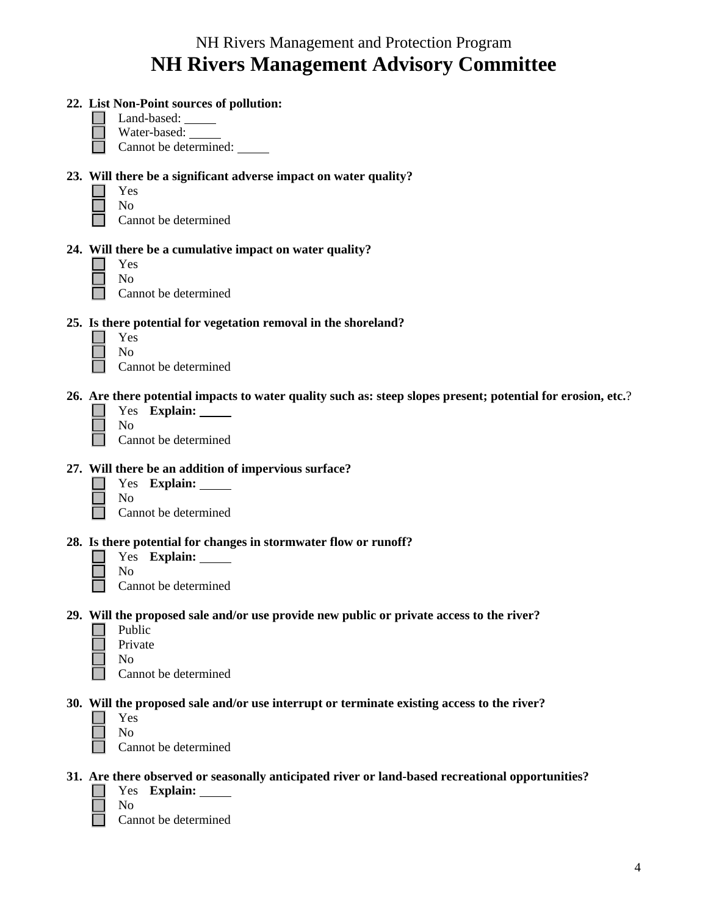NH Rivers Management and Protection Program

# NH Rivers Management Advisory Committee

**22. List Non-Point sources of pollution:**

- ☐ Land-based: \_\_\_\_\_
- ☐ Water-based: \_\_\_\_\_
- ☐ Cannot be determined: \_\_\_\_\_

**23. Will there be a significant adverse impact on water quality?**

- ☐ Yes
- ☐ No
- ☐ Cannot be determined

**24. Will there be a cumulative impact on water quality?**

- ☐ Yes
- ☐ No
- ☐ Cannot be determined

**25. Is there potential for vegetation removal in the shoreland?**

- ☐ Yes
- ☐ No
- ☐ Cannot be determined

**26. Are there potential impacts to water quality such as: steep slopes present; potential for erosion, etc.**?

- ☐ Yes **Explain:** \_\_\_\_\_
- ☐ No
- ☐ Cannot be determined

**27. Will there be an addition of impervious surface?**

- ☐ Yes **Explain:** \_\_\_\_\_
- ☐ No
- ☐ Cannot be determined

**28. Is there potential for changes in stormwater flow or runoff?**

- ☐ Yes **Explain:** \_\_\_\_\_
- ☐ No
- ☐ Cannot be determined

**29. Will the proposed sale and/or use provide new public or private access to the river?**

- ☐ Public
- ☐ Private
- ☐ No
- ☐ Cannot be determined

**30. Will the proposed sale and/or use interrupt or terminate existing access to the river?**

- ☐ Yes
- ☐ No
- ☐ Cannot be determined

**31. Are there observed or seasonally anticipated river or land-based recreational opportunities?**

- ☐ Yes **Explain:** \_\_\_\_\_
- ☐ No
- ☐ Cannot be determined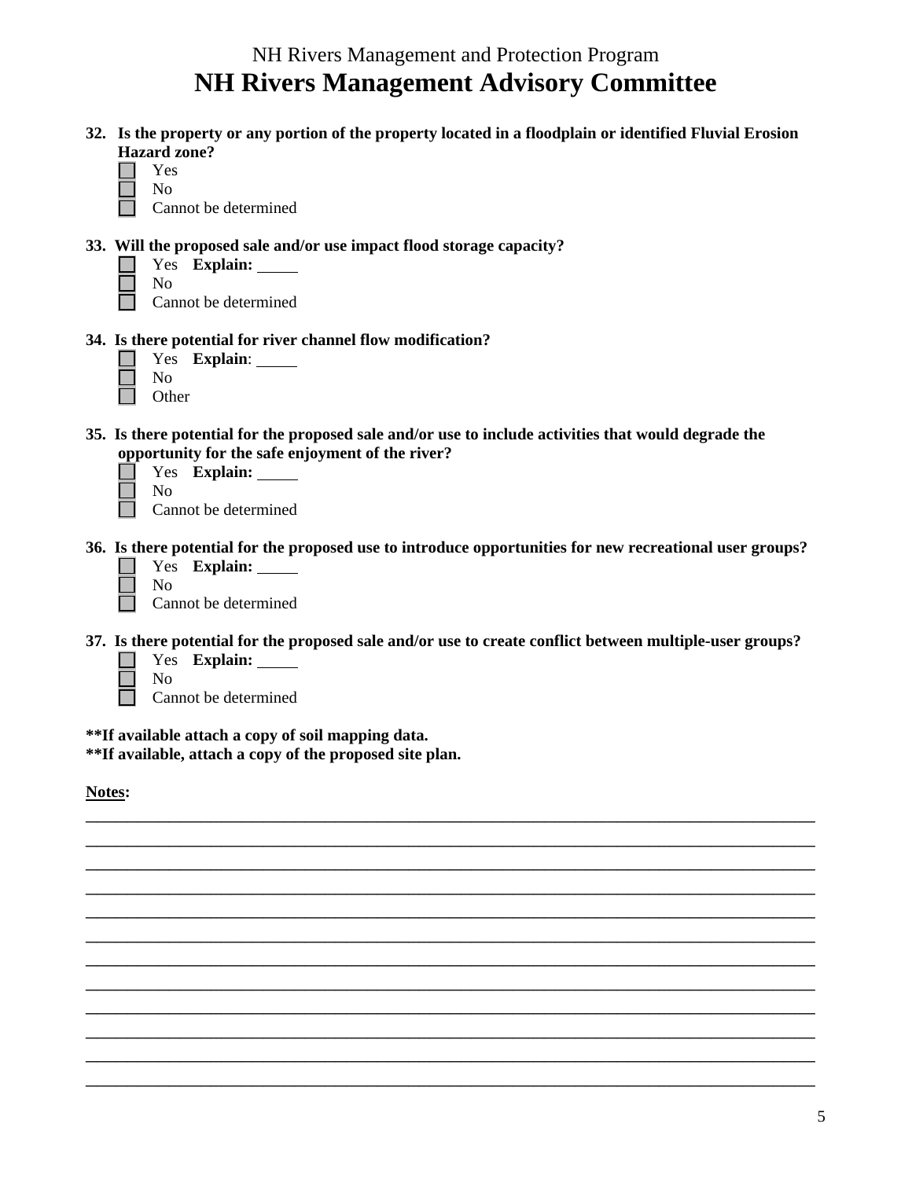NH Rivers Management and Protection Program

# NH Rivers Management Advisory Committee

**32. Is the property or any portion of the property located in a floodplain or identified Fluvial Erosion Hazard zone?**

- ☐ Yes
- ☐ No
- ☐ Cannot be determined

**33. Will the proposed sale and/or use impact flood storage capacity?**

- ☐ Yes **Explain:** _____
- ☐ No
- ☐ Cannot be determined

**34. Is there potential for river channel flow modification?**

- ☐ Yes **Explain**: _____
- ☐ No
- ☐ Other

**35. Is there potential for the proposed sale and/or use to include activities that would degrade the opportunity for the safe enjoyment of the river?**

- ☐ Yes **Explain:** _____
- ☐ No
- ☐ Cannot be determined

**36. Is there potential for the proposed use to introduce opportunities for new recreational user groups?**

- ☐ Yes **Explain:** _____
- ☐ No
- ☐ Cannot be determined

**37. Is there potential for the proposed sale and/or use to create conflict between multiple-user groups?**

- ☐ Yes **Explain:** _____
- ☐ No
- ☐ Cannot be determined

**\*\*If available attach a copy of soil mapping data.**
**\*\*If available, attach a copy of the proposed site plan.**

**Notes:**

______________________________________________________________________________________
______________________________________________________________________________________
______________________________________________________________________________________
______________________________________________________________________________________
______________________________________________________________________________________
______________________________________________________________________________________
______________________________________________________________________________________
______________________________________________________________________________________
______________________________________________________________________________________
______________________________________________________________________________________
______________________________________________________________________________________
______________________________________________________________________________________